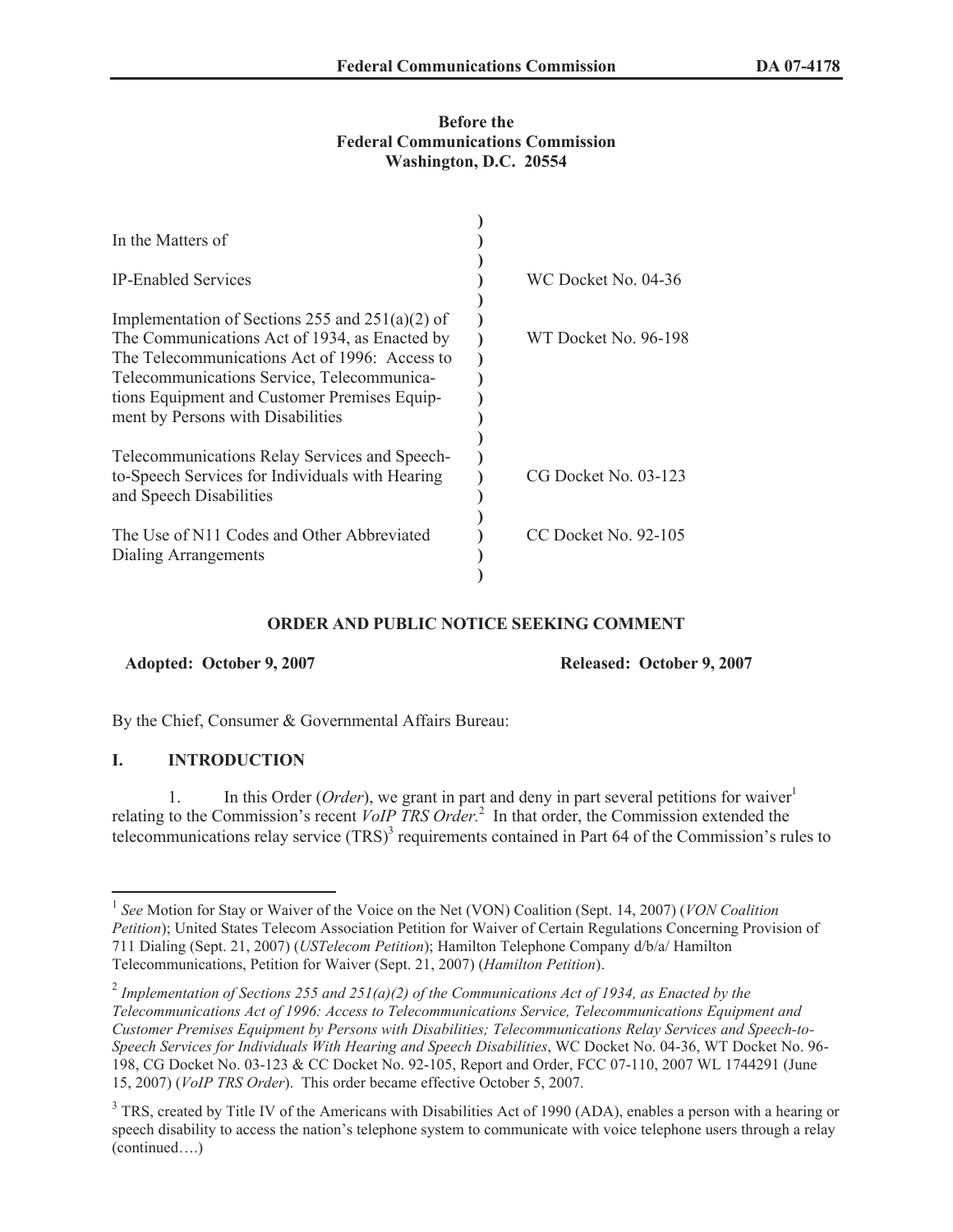**Before the**
**Federal Communications Commission**
**Washington, D.C. 20554**

| | |
|---|---|
| In the Matters of | |
| IP-Enabled Services | WC Docket No. 04-36 |
| Implementation of Sections 255 and 251(a)(2) of The Communications Act of 1934, as Enacted by The Telecommunications Act of 1996: Access to Telecommunications Service, Telecommunications Equipment and Customer Premises Equipment by Persons with Disabilities | WT Docket No. 96-198 |
| Telecommunications Relay Services and Speech-to-Speech Services for Individuals with Hearing and Speech Disabilities | CG Docket No. 03-123 |
| The Use of N11 Codes and Other Abbreviated Dialing Arrangements | CC Docket No. 92-105 |

**ORDER AND PUBLIC NOTICE SEEKING COMMENT**

**Adopted: October 9, 2007** **Released: October 9, 2007**

By the Chief, Consumer & Governmental Affairs Bureau:

## I. INTRODUCTION

1. In this Order (*Order*), we grant in part and deny in part several petitions for waiver[1] relating to the Commission's recent *VoIP TRS Order.*[2] In that order, the Commission extended the telecommunications relay service (TRS)[3] requirements contained in Part 64 of the Commission's rules to

[1] *See* Motion for Stay or Waiver of the Voice on the Net (VON) Coalition (Sept. 14, 2007) (*VON Coalition Petition*); United States Telecom Association Petition for Waiver of Certain Regulations Concerning Provision of 711 Dialing (Sept. 21, 2007) (*USTelecom Petition*); Hamilton Telephone Company d/b/a/ Hamilton Telecommunications, Petition for Waiver (Sept. 21, 2007) (*Hamilton Petition*).

[2] *Implementation of Sections 255 and 251(a)(2) of the Communications Act of 1934, as Enacted by the Telecommunications Act of 1996: Access to Telecommunications Service, Telecommunications Equipment and Customer Premises Equipment by Persons with Disabilities; Telecommunications Relay Services and Speech-to-Speech Services for Individuals With Hearing and Speech Disabilities*, WC Docket No. 04-36, WT Docket No. 96-198, CG Docket No. 03-123 & CC Docket No. 92-105, Report and Order, FCC 07-110, 2007 WL 1744291 (June 15, 2007) (*VoIP TRS Order*). This order became effective October 5, 2007.

[3] TRS, created by Title IV of the Americans with Disabilities Act of 1990 (ADA), enables a person with a hearing or speech disability to access the nation's telephone system to communicate with voice telephone users through a relay (continued….)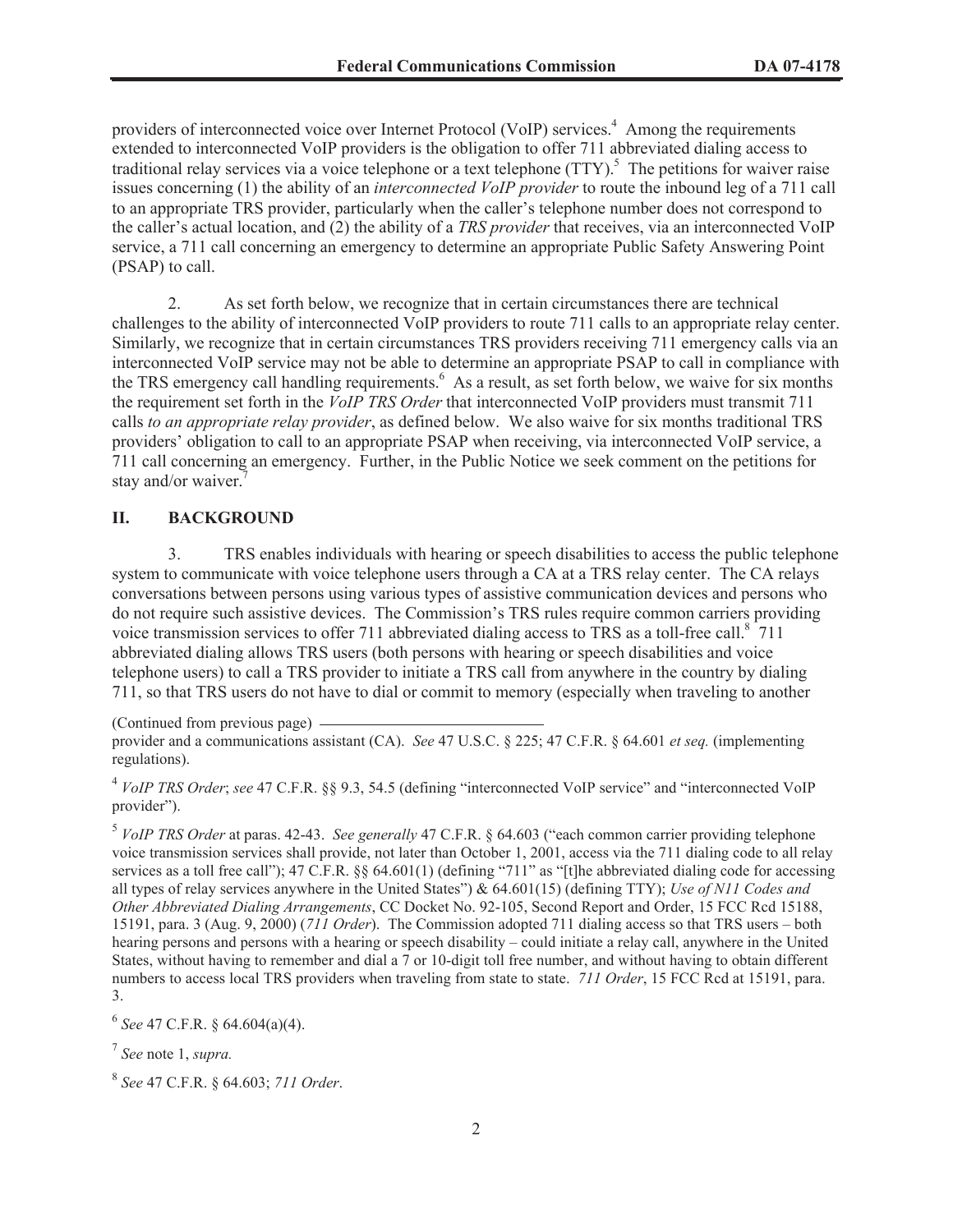providers of interconnected voice over Internet Protocol (VoIP) services.[4] Among the requirements extended to interconnected VoIP providers is the obligation to offer 711 abbreviated dialing access to traditional relay services via a voice telephone or a text telephone (TTY).[5] The petitions for waiver raise issues concerning (1) the ability of an *interconnected VoIP provider* to route the inbound leg of a 711 call to an appropriate TRS provider, particularly when the caller's telephone number does not correspond to the caller's actual location, and (2) the ability of a *TRS provider* that receives, via an interconnected VoIP service, a 711 call concerning an emergency to determine an appropriate Public Safety Answering Point (PSAP) to call.

2. As set forth below, we recognize that in certain circumstances there are technical challenges to the ability of interconnected VoIP providers to route 711 calls to an appropriate relay center. Similarly, we recognize that in certain circumstances TRS providers receiving 711 emergency calls via an interconnected VoIP service may not be able to determine an appropriate PSAP to call in compliance with the TRS emergency call handling requirements.[6] As a result, as set forth below, we waive for six months the requirement set forth in the *VoIP TRS Order* that interconnected VoIP providers must transmit 711 calls *to an appropriate relay provider*, as defined below. We also waive for six months traditional TRS providers' obligation to call to an appropriate PSAP when receiving, via interconnected VoIP service, a 711 call concerning an emergency. Further, in the Public Notice we seek comment on the petitions for stay and/or waiver.[7]

## II. BACKGROUND

3. TRS enables individuals with hearing or speech disabilities to access the public telephone system to communicate with voice telephone users through a CA at a TRS relay center. The CA relays conversations between persons using various types of assistive communication devices and persons who do not require such assistive devices. The Commission's TRS rules require common carriers providing voice transmission services to offer 711 abbreviated dialing access to TRS as a toll-free call.[8] 711 abbreviated dialing allows TRS users (both persons with hearing or speech disabilities and voice telephone users) to call a TRS provider to initiate a TRS call from anywhere in the country by dialing 711, so that TRS users do not have to dial or commit to memory (especially when traveling to another

(Continued from previous page) provider and a communications assistant (CA). *See* 47 U.S.C. § 225; 47 C.F.R. § 64.601 *et seq.* (implementing regulations).

[4] *VoIP TRS Order*; *see* 47 C.F.R. §§ 9.3, 54.5 (defining "interconnected VoIP service" and "interconnected VoIP provider").

[5] *VoIP TRS Order* at paras. 42-43. *See generally* 47 C.F.R. § 64.603 ("each common carrier providing telephone voice transmission services shall provide, not later than October 1, 2001, access via the 711 dialing code to all relay services as a toll free call"); 47 C.F.R. §§ 64.601(1) (defining "711" as "[t]he abbreviated dialing code for accessing all types of relay services anywhere in the United States") & 64.601(15) (defining TTY); *Use of N11 Codes and Other Abbreviated Dialing Arrangements*, CC Docket No. 92-105, Second Report and Order, 15 FCC Rcd 15188, 15191, para. 3 (Aug. 9, 2000) (*711 Order*). The Commission adopted 711 dialing access so that TRS users – both hearing persons and persons with a hearing or speech disability – could initiate a relay call, anywhere in the United States, without having to remember and dial a 7 or 10-digit toll free number, and without having to obtain different numbers to access local TRS providers when traveling from state to state. *711 Order*, 15 FCC Rcd at 15191, para. 3.

[6] *See* 47 C.F.R. § 64.604(a)(4).

[7] *See* note 1, *supra.*

[8] *See* 47 C.F.R. § 64.603; *711 Order*.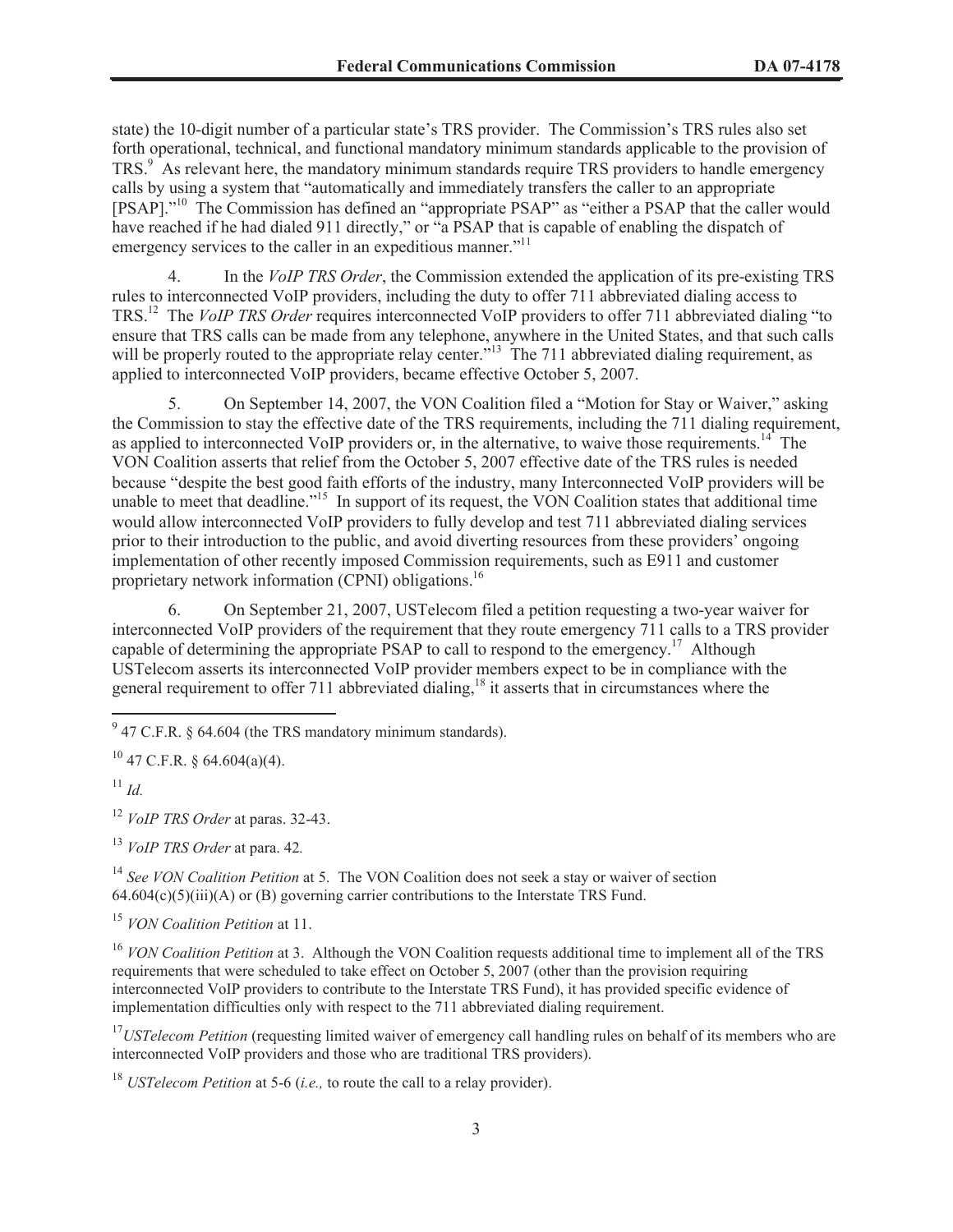state) the 10-digit number of a particular state's TRS provider. The Commission's TRS rules also set forth operational, technical, and functional mandatory minimum standards applicable to the provision of TRS.[9] As relevant here, the mandatory minimum standards require TRS providers to handle emergency calls by using a system that "automatically and immediately transfers the caller to an appropriate [PSAP]."[10] The Commission has defined an "appropriate PSAP" as "either a PSAP that the caller would have reached if he had dialed 911 directly," or "a PSAP that is capable of enabling the dispatch of emergency services to the caller in an expeditious manner."[11]

4. In the *VoIP TRS Order*, the Commission extended the application of its pre-existing TRS rules to interconnected VoIP providers, including the duty to offer 711 abbreviated dialing access to TRS.[12] The *VoIP TRS Order* requires interconnected VoIP providers to offer 711 abbreviated dialing "to ensure that TRS calls can be made from any telephone, anywhere in the United States, and that such calls will be properly routed to the appropriate relay center."[13] The 711 abbreviated dialing requirement, as applied to interconnected VoIP providers, became effective October 5, 2007.

5. On September 14, 2007, the VON Coalition filed a "Motion for Stay or Waiver," asking the Commission to stay the effective date of the TRS requirements, including the 711 dialing requirement, as applied to interconnected VoIP providers or, in the alternative, to waive those requirements.[14] The VON Coalition asserts that relief from the October 5, 2007 effective date of the TRS rules is needed because "despite the best good faith efforts of the industry, many Interconnected VoIP providers will be unable to meet that deadline."[15] In support of its request, the VON Coalition states that additional time would allow interconnected VoIP providers to fully develop and test 711 abbreviated dialing services prior to their introduction to the public, and avoid diverting resources from these providers' ongoing implementation of other recently imposed Commission requirements, such as E911 and customer proprietary network information (CPNI) obligations.[16]

6. On September 21, 2007, USTelecom filed a petition requesting a two-year waiver for interconnected VoIP providers of the requirement that they route emergency 711 calls to a TRS provider capable of determining the appropriate PSAP to call to respond to the emergency.[17] Although USTelecom asserts its interconnected VoIP provider members expect to be in compliance with the general requirement to offer 711 abbreviated dialing,[18] it asserts that in circumstances where the

---

[9] 47 C.F.R. § 64.604 (the TRS mandatory minimum standards).

[10] 47 C.F.R. § 64.604(a)(4).

[11] *Id.*

[12] *VoIP TRS Order* at paras. 32-43.

[13] *VoIP TRS Order* at para. 42.

[14] *See VON Coalition Petition* at 5. The VON Coalition does not seek a stay or waiver of section 64.604(c)(5)(iii)(A) or (B) governing carrier contributions to the Interstate TRS Fund.

[15] *VON Coalition Petition* at 11.

[16] *VON Coalition Petition* at 3. Although the VON Coalition requests additional time to implement all of the TRS requirements that were scheduled to take effect on October 5, 2007 (other than the provision requiring interconnected VoIP providers to contribute to the Interstate TRS Fund), it has provided specific evidence of implementation difficulties only with respect to the 711 abbreviated dialing requirement.

[17] *USTelecom Petition* (requesting limited waiver of emergency call handling rules on behalf of its members who are interconnected VoIP providers and those who are traditional TRS providers).

[18] *USTelecom Petition* at 5-6 (*i.e.,* to route the call to a relay provider).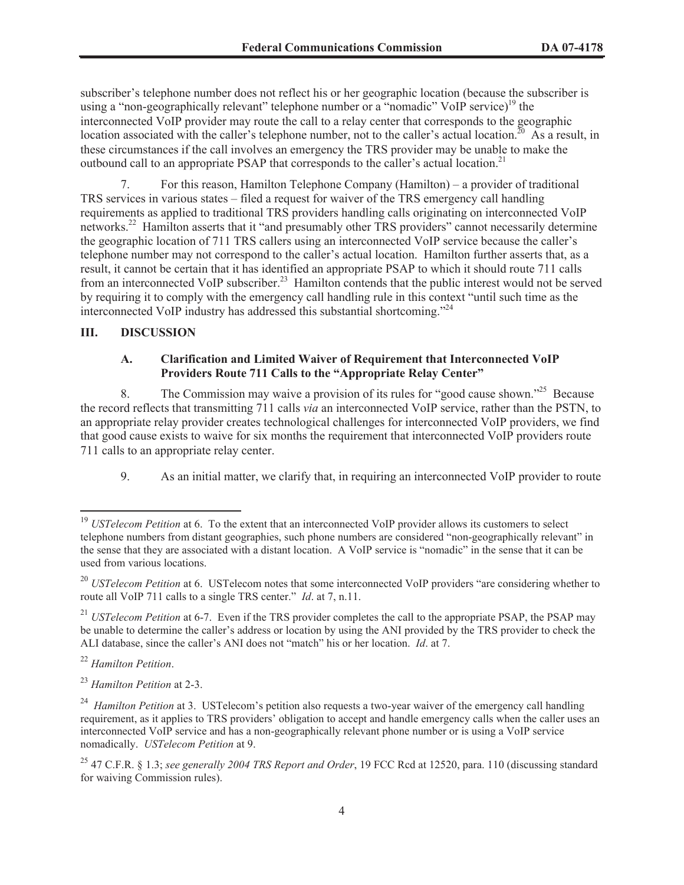subscriber's telephone number does not reflect his or her geographic location (because the subscriber is using a "non-geographically relevant" telephone number or a "nomadic" VoIP service)[19] the interconnected VoIP provider may route the call to a relay center that corresponds to the geographic location associated with the caller's telephone number, not to the caller's actual location.[20] As a result, in these circumstances if the call involves an emergency the TRS provider may be unable to make the outbound call to an appropriate PSAP that corresponds to the caller's actual location.[21]

7. For this reason, Hamilton Telephone Company (Hamilton) – a provider of traditional TRS services in various states – filed a request for waiver of the TRS emergency call handling requirements as applied to traditional TRS providers handling calls originating on interconnected VoIP networks.[22] Hamilton asserts that it "and presumably other TRS providers" cannot necessarily determine the geographic location of 711 TRS callers using an interconnected VoIP service because the caller's telephone number may not correspond to the caller's actual location. Hamilton further asserts that, as a result, it cannot be certain that it has identified an appropriate PSAP to which it should route 711 calls from an interconnected VoIP subscriber.[23] Hamilton contends that the public interest would not be served by requiring it to comply with the emergency call handling rule in this context "until such time as the interconnected VoIP industry has addressed this substantial shortcoming."[24]

## III. DISCUSSION

### A. Clarification and Limited Waiver of Requirement that Interconnected VoIP Providers Route 711 Calls to the "Appropriate Relay Center"

8. The Commission may waive a provision of its rules for "good cause shown."[25] Because the record reflects that transmitting 711 calls *via* an interconnected VoIP service, rather than the PSTN, to an appropriate relay provider creates technological challenges for interconnected VoIP providers, we find that good cause exists to waive for six months the requirement that interconnected VoIP providers route 711 calls to an appropriate relay center.

9. As an initial matter, we clarify that, in requiring an interconnected VoIP provider to route

---

[19] *USTelecom Petition* at 6. To the extent that an interconnected VoIP provider allows its customers to select telephone numbers from distant geographies, such phone numbers are considered "non-geographically relevant" in the sense that they are associated with a distant location. A VoIP service is "nomadic" in the sense that it can be used from various locations.

[20] *USTelecom Petition* at 6. USTelecom notes that some interconnected VoIP providers "are considering whether to route all VoIP 711 calls to a single TRS center." *Id*. at 7, n.11.

[21] *USTelecom Petition* at 6-7. Even if the TRS provider completes the call to the appropriate PSAP, the PSAP may be unable to determine the caller's address or location by using the ANI provided by the TRS provider to check the ALI database, since the caller's ANI does not "match" his or her location. *Id*. at 7.

[22] *Hamilton Petition*.

[23] *Hamilton Petition* at 2-3.

[24] *Hamilton Petition* at 3. USTelecom's petition also requests a two-year waiver of the emergency call handling requirement, as it applies to TRS providers' obligation to accept and handle emergency calls when the caller uses an interconnected VoIP service and has a non-geographically relevant phone number or is using a VoIP service nomadically. *USTelecom Petition* at 9.

[25] 47 C.F.R. § 1.3; *see generally 2004 TRS Report and Order*, 19 FCC Rcd at 12520, para. 110 (discussing standard for waiving Commission rules).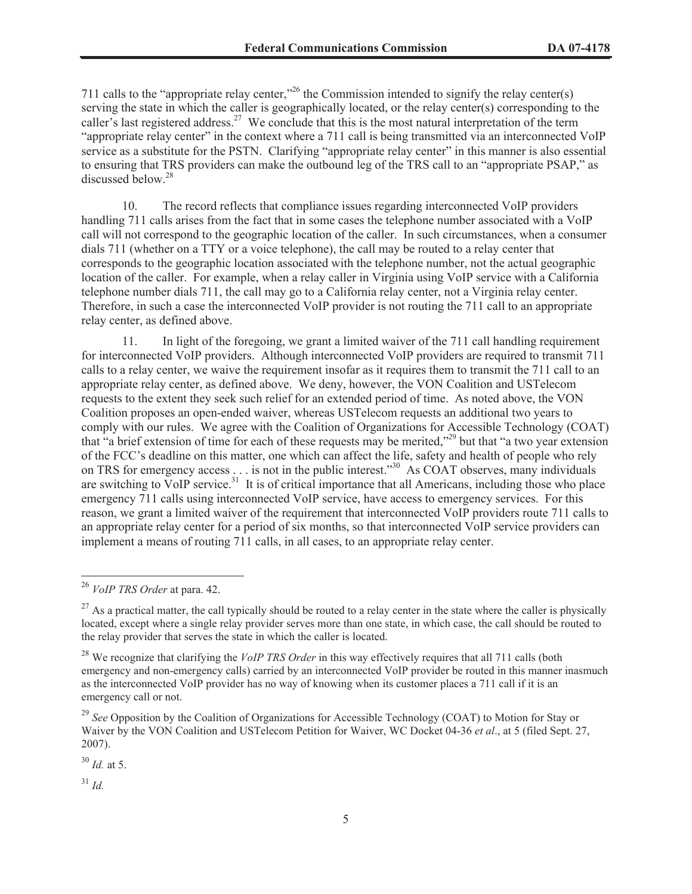711 calls to the "appropriate relay center,"[26] the Commission intended to signify the relay center(s) serving the state in which the caller is geographically located, or the relay center(s) corresponding to the caller's last registered address.[27] We conclude that this is the most natural interpretation of the term "appropriate relay center" in the context where a 711 call is being transmitted via an interconnected VoIP service as a substitute for the PSTN. Clarifying "appropriate relay center" in this manner is also essential to ensuring that TRS providers can make the outbound leg of the TRS call to an "appropriate PSAP," as discussed below.[28]

10. The record reflects that compliance issues regarding interconnected VoIP providers handling 711 calls arises from the fact that in some cases the telephone number associated with a VoIP call will not correspond to the geographic location of the caller. In such circumstances, when a consumer dials 711 (whether on a TTY or a voice telephone), the call may be routed to a relay center that corresponds to the geographic location associated with the telephone number, not the actual geographic location of the caller. For example, when a relay caller in Virginia using VoIP service with a California telephone number dials 711, the call may go to a California relay center, not a Virginia relay center. Therefore, in such a case the interconnected VoIP provider is not routing the 711 call to an appropriate relay center, as defined above.

11. In light of the foregoing, we grant a limited waiver of the 711 call handling requirement for interconnected VoIP providers. Although interconnected VoIP providers are required to transmit 711 calls to a relay center, we waive the requirement insofar as it requires them to transmit the 711 call to an appropriate relay center, as defined above. We deny, however, the VON Coalition and USTelecom requests to the extent they seek such relief for an extended period of time. As noted above, the VON Coalition proposes an open-ended waiver, whereas USTelecom requests an additional two years to comply with our rules. We agree with the Coalition of Organizations for Accessible Technology (COAT) that "a brief extension of time for each of these requests may be merited,"[29] but that "a two year extension of the FCC's deadline on this matter, one which can affect the life, safety and health of people who rely on TRS for emergency access . . . is not in the public interest."[30] As COAT observes, many individuals are switching to VoIP service.[31] It is of critical importance that all Americans, including those who place emergency 711 calls using interconnected VoIP service, have access to emergency services. For this reason, we grant a limited waiver of the requirement that interconnected VoIP providers route 711 calls to an appropriate relay center for a period of six months, so that interconnected VoIP service providers can implement a means of routing 711 calls, in all cases, to an appropriate relay center.

---

[26] *VoIP TRS Order* at para. 42.

[27] As a practical matter, the call typically should be routed to a relay center in the state where the caller is physically located, except where a single relay provider serves more than one state, in which case, the call should be routed to the relay provider that serves the state in which the caller is located.

[28] We recognize that clarifying the *VoIP TRS Order* in this way effectively requires that all 711 calls (both emergency and non-emergency calls) carried by an interconnected VoIP provider be routed in this manner inasmuch as the interconnected VoIP provider has no way of knowing when its customer places a 711 call if it is an emergency call or not.

[29] *See* Opposition by the Coalition of Organizations for Accessible Technology (COAT) to Motion for Stay or Waiver by the VON Coalition and USTelecom Petition for Waiver, WC Docket 04-36 *et al*., at 5 (filed Sept. 27, 2007).

[30] *Id.* at 5.

[31] *Id.*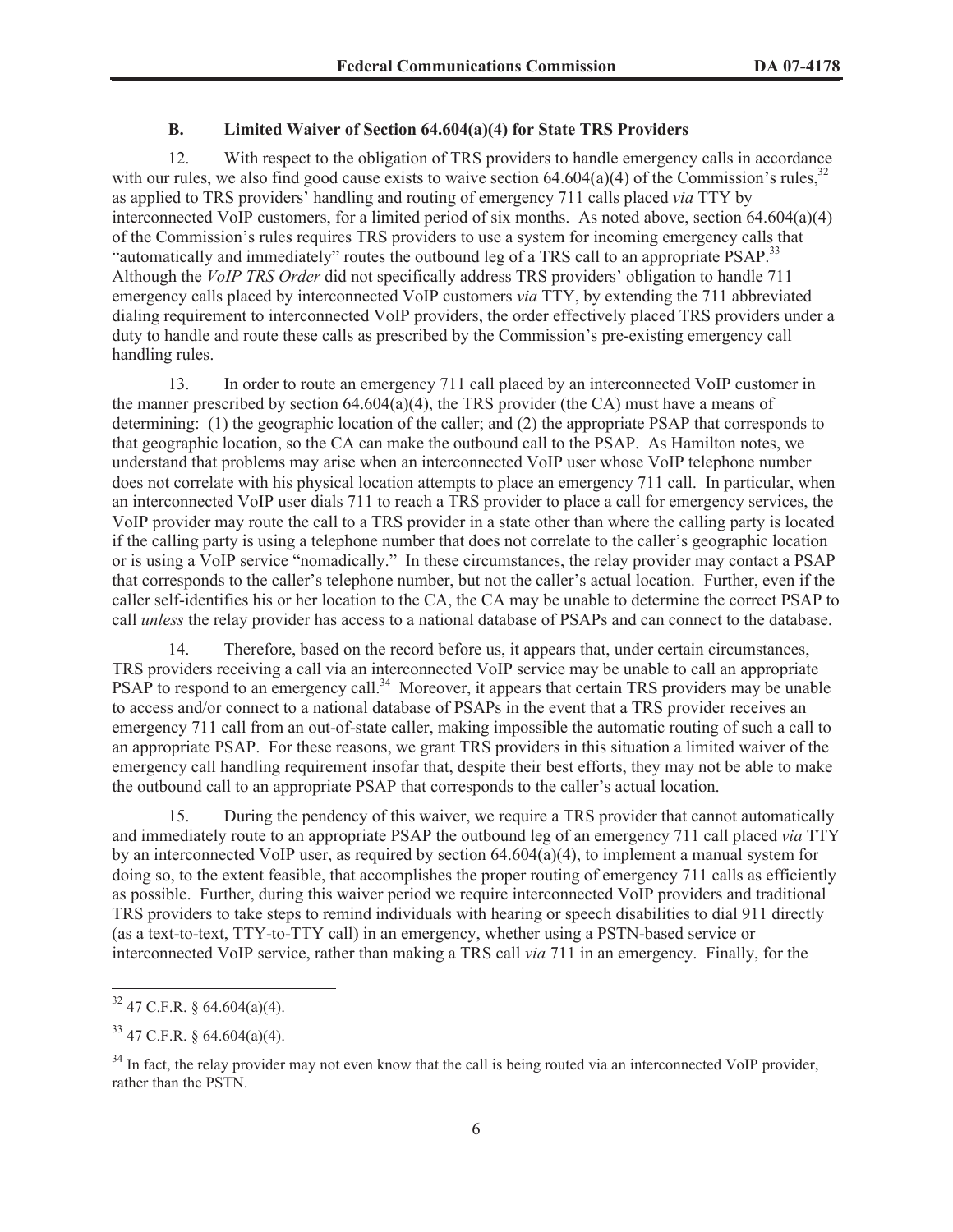### B. Limited Waiver of Section 64.604(a)(4) for State TRS Providers

12. With respect to the obligation of TRS providers to handle emergency calls in accordance with our rules, we also find good cause exists to waive section 64.604(a)(4) of the Commission's rules,[32] as applied to TRS providers' handling and routing of emergency 711 calls placed *via* TTY by interconnected VoIP customers, for a limited period of six months. As noted above, section 64.604(a)(4) of the Commission's rules requires TRS providers to use a system for incoming emergency calls that "automatically and immediately" routes the outbound leg of a TRS call to an appropriate PSAP.[33] Although the *VoIP TRS Order* did not specifically address TRS providers' obligation to handle 711 emergency calls placed by interconnected VoIP customers *via* TTY, by extending the 711 abbreviated dialing requirement to interconnected VoIP providers, the order effectively placed TRS providers under a duty to handle and route these calls as prescribed by the Commission's pre-existing emergency call handling rules.

13. In order to route an emergency 711 call placed by an interconnected VoIP customer in the manner prescribed by section 64.604(a)(4), the TRS provider (the CA) must have a means of determining: (1) the geographic location of the caller; and (2) the appropriate PSAP that corresponds to that geographic location, so the CA can make the outbound call to the PSAP. As Hamilton notes, we understand that problems may arise when an interconnected VoIP user whose VoIP telephone number does not correlate with his physical location attempts to place an emergency 711 call. In particular, when an interconnected VoIP user dials 711 to reach a TRS provider to place a call for emergency services, the VoIP provider may route the call to a TRS provider in a state other than where the calling party is located if the calling party is using a telephone number that does not correlate to the caller's geographic location or is using a VoIP service "nomadically." In these circumstances, the relay provider may contact a PSAP that corresponds to the caller's telephone number, but not the caller's actual location. Further, even if the caller self-identifies his or her location to the CA, the CA may be unable to determine the correct PSAP to call *unless* the relay provider has access to a national database of PSAPs and can connect to the database.

14. Therefore, based on the record before us, it appears that, under certain circumstances, TRS providers receiving a call via an interconnected VoIP service may be unable to call an appropriate PSAP to respond to an emergency call.[34] Moreover, it appears that certain TRS providers may be unable to access and/or connect to a national database of PSAPs in the event that a TRS provider receives an emergency 711 call from an out-of-state caller, making impossible the automatic routing of such a call to an appropriate PSAP. For these reasons, we grant TRS providers in this situation a limited waiver of the emergency call handling requirement insofar that, despite their best efforts, they may not be able to make the outbound call to an appropriate PSAP that corresponds to the caller's actual location.

15. During the pendency of this waiver, we require a TRS provider that cannot automatically and immediately route to an appropriate PSAP the outbound leg of an emergency 711 call placed *via* TTY by an interconnected VoIP user, as required by section 64.604(a)(4), to implement a manual system for doing so, to the extent feasible, that accomplishes the proper routing of emergency 711 calls as efficiently as possible. Further, during this waiver period we require interconnected VoIP providers and traditional TRS providers to take steps to remind individuals with hearing or speech disabilities to dial 911 directly (as a text-to-text, TTY-to-TTY call) in an emergency, whether using a PSTN-based service or interconnected VoIP service, rather than making a TRS call *via* 711 in an emergency. Finally, for the

---

[32] 47 C.F.R. § 64.604(a)(4).

[33] 47 C.F.R. § 64.604(a)(4).

[34] In fact, the relay provider may not even know that the call is being routed via an interconnected VoIP provider, rather than the PSTN.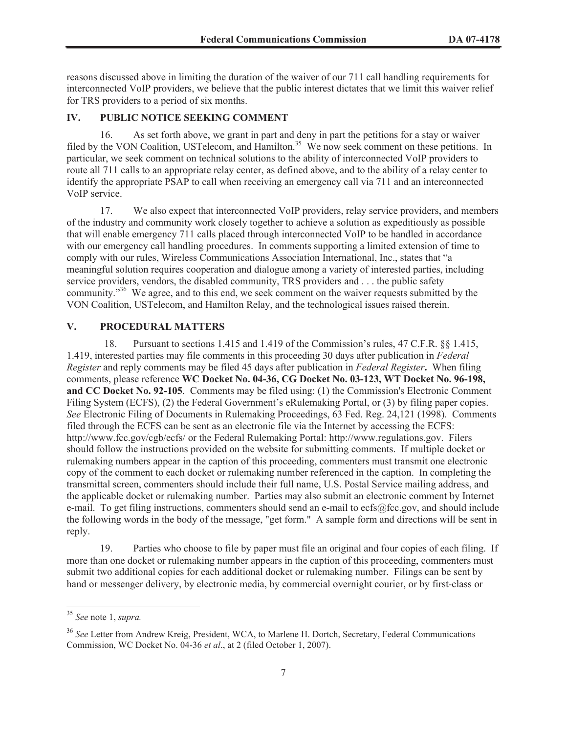reasons discussed above in limiting the duration of the waiver of our 711 call handling requirements for interconnected VoIP providers, we believe that the public interest dictates that we limit this waiver relief for TRS providers to a period of six months.

## IV. PUBLIC NOTICE SEEKING COMMENT

16. As set forth above, we grant in part and deny in part the petitions for a stay or waiver filed by the VON Coalition, USTelecom, and Hamilton.[35] We now seek comment on these petitions. In particular, we seek comment on technical solutions to the ability of interconnected VoIP providers to route all 711 calls to an appropriate relay center, as defined above, and to the ability of a relay center to identify the appropriate PSAP to call when receiving an emergency call via 711 and an interconnected VoIP service.

17. We also expect that interconnected VoIP providers, relay service providers, and members of the industry and community work closely together to achieve a solution as expeditiously as possible that will enable emergency 711 calls placed through interconnected VoIP to be handled in accordance with our emergency call handling procedures. In comments supporting a limited extension of time to comply with our rules, Wireless Communications Association International, Inc., states that "a meaningful solution requires cooperation and dialogue among a variety of interested parties, including service providers, vendors, the disabled community, TRS providers and . . . the public safety community."[36] We agree, and to this end, we seek comment on the waiver requests submitted by the VON Coalition, USTelecom, and Hamilton Relay, and the technological issues raised therein.

## V. PROCEDURAL MATTERS

18. Pursuant to sections 1.415 and 1.419 of the Commission's rules, 47 C.F.R. §§ 1.415, 1.419, interested parties may file comments in this proceeding 30 days after publication in *Federal Register* and reply comments may be filed 45 days after publication in *Federal Register***.** When filing comments, please reference **WC Docket No. 04-36, CG Docket No. 03-123, WT Docket No. 96-198, and CC Docket No. 92-105**. Comments may be filed using: (1) the Commission's Electronic Comment Filing System (ECFS), (2) the Federal Government's eRulemaking Portal, or (3) by filing paper copies. *See* Electronic Filing of Documents in Rulemaking Proceedings, 63 Fed. Reg. 24,121 (1998). Comments filed through the ECFS can be sent as an electronic file via the Internet by accessing the ECFS: http://www.fcc.gov/cgb/ecfs/ or the Federal Rulemaking Portal: http://www.regulations.gov. Filers should follow the instructions provided on the website for submitting comments. If multiple docket or rulemaking numbers appear in the caption of this proceeding, commenters must transmit one electronic copy of the comment to each docket or rulemaking number referenced in the caption. In completing the transmittal screen, commenters should include their full name, U.S. Postal Service mailing address, and the applicable docket or rulemaking number. Parties may also submit an electronic comment by Internet e-mail. To get filing instructions, commenters should send an e-mail to ecfs@fcc.gov, and should include the following words in the body of the message, "get form." A sample form and directions will be sent in reply.

19. Parties who choose to file by paper must file an original and four copies of each filing. If more than one docket or rulemaking number appears in the caption of this proceeding, commenters must submit two additional copies for each additional docket or rulemaking number. Filings can be sent by hand or messenger delivery, by electronic media, by commercial overnight courier, or by first-class or

---

[35] *See* note 1, *supra.*

[36] *See* Letter from Andrew Kreig, President, WCA, to Marlene H. Dortch, Secretary, Federal Communications Commission, WC Docket No. 04-36 *et al*., at 2 (filed October 1, 2007).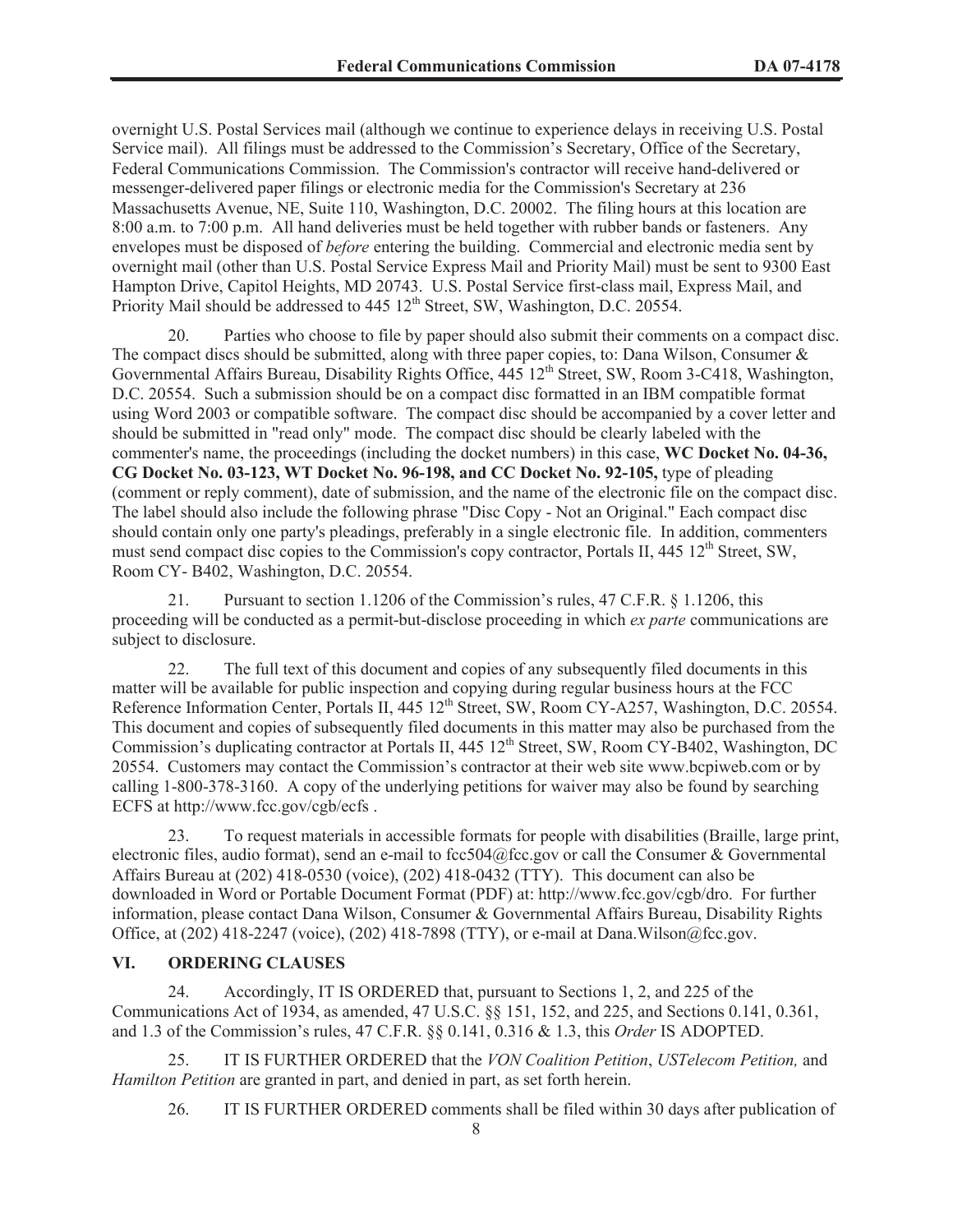overnight U.S. Postal Services mail (although we continue to experience delays in receiving U.S. Postal Service mail). All filings must be addressed to the Commission's Secretary, Office of the Secretary, Federal Communications Commission. The Commission's contractor will receive hand-delivered or messenger-delivered paper filings or electronic media for the Commission's Secretary at 236 Massachusetts Avenue, NE, Suite 110, Washington, D.C. 20002. The filing hours at this location are 8:00 a.m. to 7:00 p.m. All hand deliveries must be held together with rubber bands or fasteners. Any envelopes must be disposed of *before* entering the building. Commercial and electronic media sent by overnight mail (other than U.S. Postal Service Express Mail and Priority Mail) must be sent to 9300 East Hampton Drive, Capitol Heights, MD 20743. U.S. Postal Service first-class mail, Express Mail, and Priority Mail should be addressed to 445 12th Street, SW, Washington, D.C. 20554.

20. Parties who choose to file by paper should also submit their comments on a compact disc. The compact discs should be submitted, along with three paper copies, to: Dana Wilson, Consumer & Governmental Affairs Bureau, Disability Rights Office, 445 12th Street, SW, Room 3-C418, Washington, D.C. 20554. Such a submission should be on a compact disc formatted in an IBM compatible format using Word 2003 or compatible software. The compact disc should be accompanied by a cover letter and should be submitted in "read only" mode. The compact disc should be clearly labeled with the commenter's name, the proceedings (including the docket numbers) in this case, **WC Docket No. 04-36, CG Docket No. 03-123, WT Docket No. 96-198, and CC Docket No. 92-105,** type of pleading (comment or reply comment), date of submission, and the name of the electronic file on the compact disc. The label should also include the following phrase "Disc Copy - Not an Original." Each compact disc should contain only one party's pleadings, preferably in a single electronic file. In addition, commenters must send compact disc copies to the Commission's copy contractor, Portals II, 445 12th Street, SW, Room CY- B402, Washington, D.C. 20554.

21. Pursuant to section 1.1206 of the Commission's rules, 47 C.F.R. § 1.1206, this proceeding will be conducted as a permit-but-disclose proceeding in which *ex parte* communications are subject to disclosure.

22. The full text of this document and copies of any subsequently filed documents in this matter will be available for public inspection and copying during regular business hours at the FCC Reference Information Center, Portals II, 445 12th Street, SW, Room CY-A257, Washington, D.C. 20554. This document and copies of subsequently filed documents in this matter may also be purchased from the Commission's duplicating contractor at Portals II, 445 12th Street, SW, Room CY-B402, Washington, DC 20554. Customers may contact the Commission's contractor at their web site www.bcpiweb.com or by calling 1-800-378-3160. A copy of the underlying petitions for waiver may also be found by searching ECFS at http://www.fcc.gov/cgb/ecfs .

23. To request materials in accessible formats for people with disabilities (Braille, large print, electronic files, audio format), send an e-mail to fcc504@fcc.gov or call the Consumer & Governmental Affairs Bureau at (202) 418-0530 (voice), (202) 418-0432 (TTY). This document can also be downloaded in Word or Portable Document Format (PDF) at: http://www.fcc.gov/cgb/dro. For further information, please contact Dana Wilson, Consumer & Governmental Affairs Bureau, Disability Rights Office, at (202) 418-2247 (voice), (202) 418-7898 (TTY), or e-mail at Dana.Wilson@fcc.gov.

## VI. ORDERING CLAUSES

24. Accordingly, IT IS ORDERED that, pursuant to Sections 1, 2, and 225 of the Communications Act of 1934, as amended, 47 U.S.C. §§ 151, 152, and 225, and Sections 0.141, 0.361, and 1.3 of the Commission's rules, 47 C.F.R. §§ 0.141, 0.316 & 1.3, this *Order* IS ADOPTED.

25. IT IS FURTHER ORDERED that the *VON Coalition Petition*, *USTelecom Petition,* and *Hamilton Petition* are granted in part, and denied in part, as set forth herein.

26. IT IS FURTHER ORDERED comments shall be filed within 30 days after publication of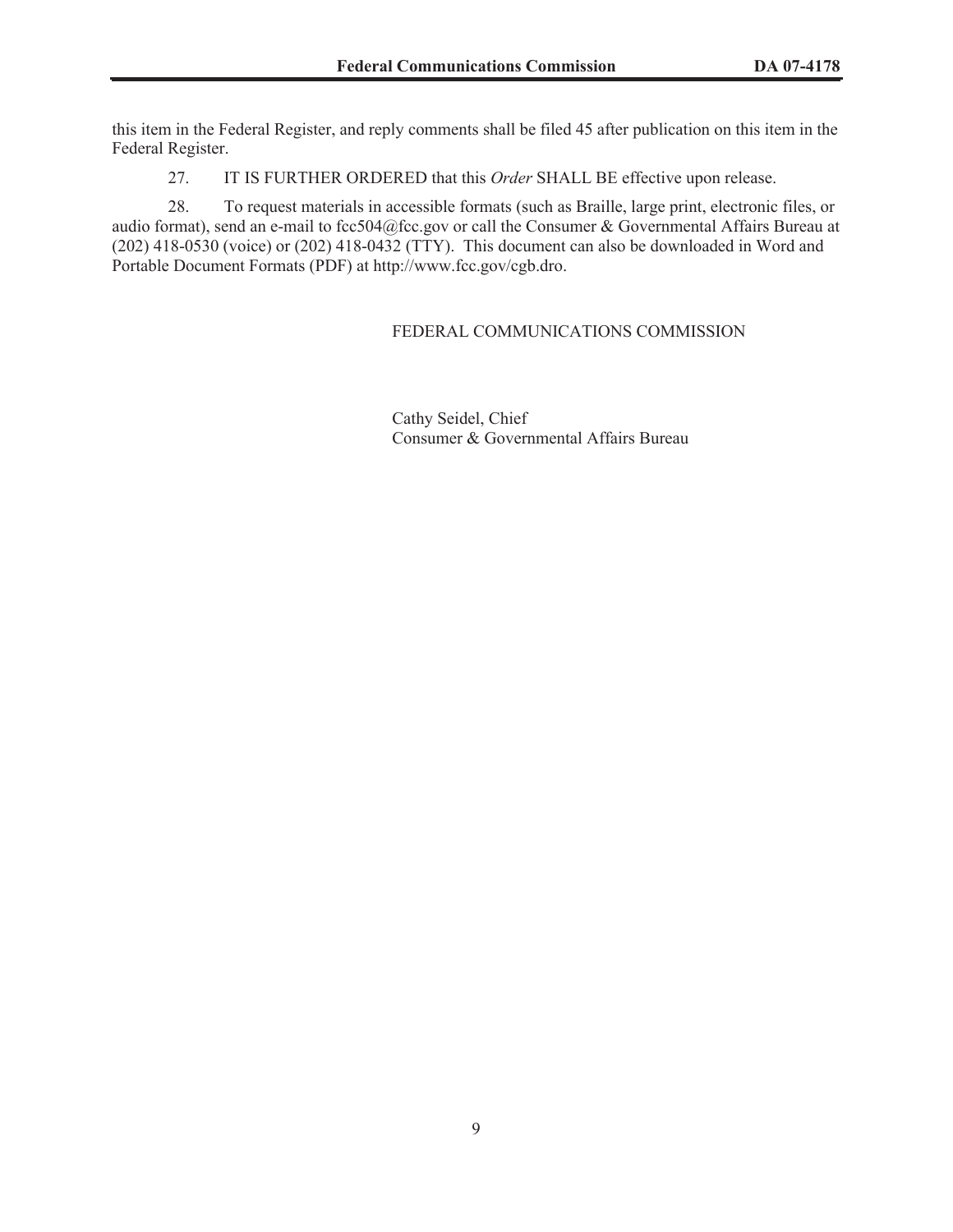this item in the Federal Register, and reply comments shall be filed 45 after publication on this item in the Federal Register.

27. IT IS FURTHER ORDERED that this *Order* SHALL BE effective upon release.

28. To request materials in accessible formats (such as Braille, large print, electronic files, or audio format), send an e-mail to fcc504@fcc.gov or call the Consumer & Governmental Affairs Bureau at (202) 418-0530 (voice) or (202) 418-0432 (TTY). This document can also be downloaded in Word and Portable Document Formats (PDF) at http://www.fcc.gov/cgb.dro.

FEDERAL COMMUNICATIONS COMMISSION

Cathy Seidel, Chief
Consumer & Governmental Affairs Bureau